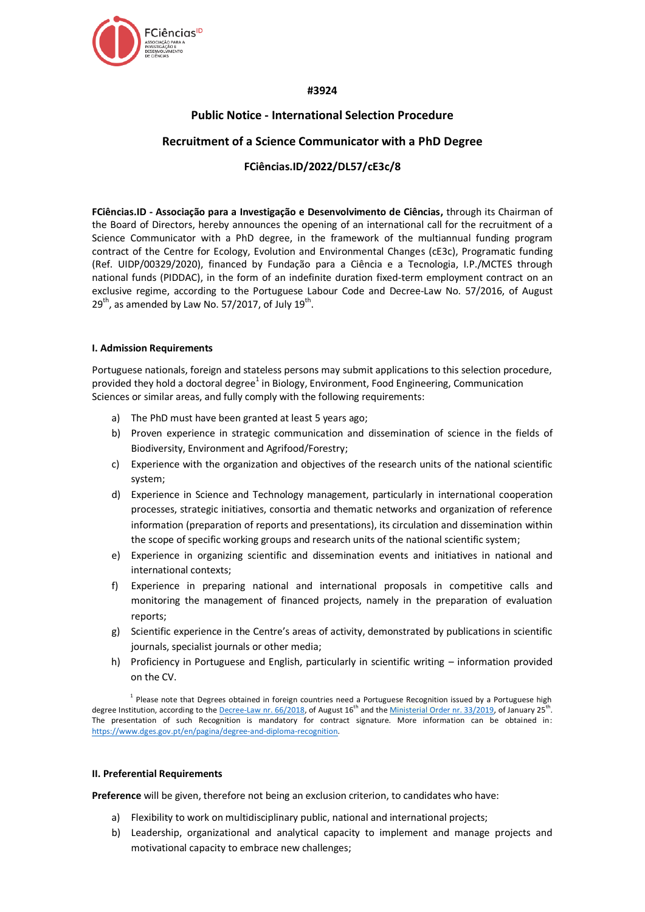#3924

# Public Notice - International Selection Procedure

## Recruitment of a Science Communicator with a PhD Degree

### FCiências.ID/2022/DL57/cE3c/8

**FCiências.ID - Associação para a Investigação e Desenvolvimento de Ciências,** through its Chairman of the Board of Directors, hereby announces the opening of an international call for the recruitment of a Science Communicator with a PhD degree, in the framework of the multiannual funding program contract of the Centre for Ecology, Evolution and Environmental Changes (cE3c), Programatic funding (Ref. UIDP/00329/2020), financed by Fundação para a Ciência e a Tecnologia, I.P./MCTES through national funds (PIDDAC), in the form of an indefinite duration fixed-term employment contract on an exclusive regime, according to the Portuguese Labour Code and Decree-Law No. 57/2016, of August 29th, as amended by Law No. 57/2017, of July 19th.

**I. Admission Requirements**

Portuguese nationals, foreign and stateless persons may submit applications to this selection procedure, provided they hold a doctoral degree[1] in Biology, Environment, Food Engineering, Communication Sciences or similar areas, and fully comply with the following requirements:

a) The PhD must have been granted at least 5 years ago;

b) Proven experience in strategic communication and dissemination of science in the fields of Biodiversity, Environment and Agrifood/Forestry;

c) Experience with the organization and objectives of the research units of the national scientific system;

d) Experience in Science and Technology management, particularly in international cooperation processes, strategic initiatives, consortia and thematic networks and organization of reference information (preparation of reports and presentations), its circulation and dissemination within the scope of specific working groups and research units of the national scientific system;

e) Experience in organizing scientific and dissemination events and initiatives in national and international contexts;

f) Experience in preparing national and international proposals in competitive calls and monitoring the management of financed projects, namely in the preparation of evaluation reports;

g) Scientific experience in the Centre's areas of activity, demonstrated by publications in scientific journals, specialist journals or other media;

h) Proficiency in Portuguese and English, particularly in scientific writing – information provided on the CV.

[1] Please note that Degrees obtained in foreign countries need a Portuguese Recognition issued by a Portuguese high degree Institution, according to the [Decree-Law nr. 66/2018](), of August 16th and the [Ministerial Order nr. 33/2019](), of January 25th. The presentation of such Recognition is mandatory for contract signature. More information can be obtained in: https://www.dges.gov.pt/en/pagina/degree-and-diploma-recognition.

**II. Preferential Requirements**

**Preference** will be given, therefore not being an exclusion criterion, to candidates who have:

a) Flexibility to work on multidisciplinary public, national and international projects;

b) Leadership, organizational and analytical capacity to implement and manage projects and motivational capacity to embrace new challenges;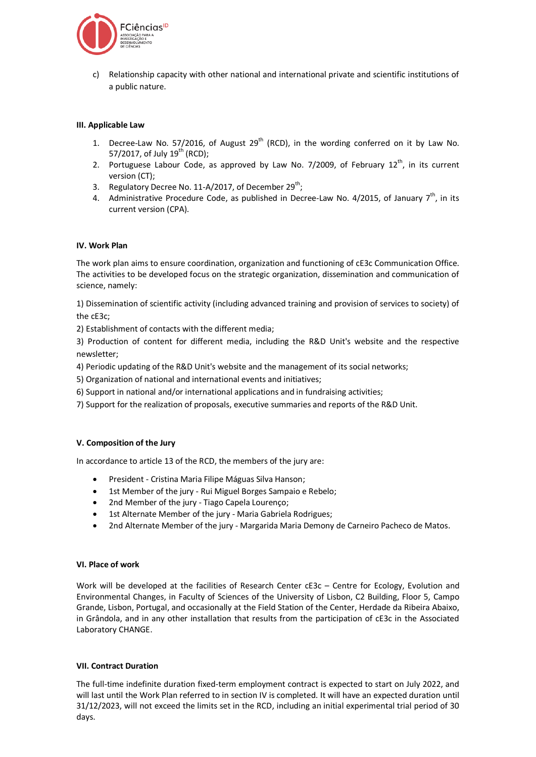c) Relationship capacity with other national and international private and scientific institutions of a public nature.

**III. Applicable Law**

1. Decree-Law No. 57/2016, of August 29th (RCD), in the wording conferred on it by Law No. 57/2017, of July 19th (RCD);
2. Portuguese Labour Code, as approved by Law No. 7/2009, of February 12th, in its current version (CT);
3. Regulatory Decree No. 11-A/2017, of December 29th;
4. Administrative Procedure Code, as published in Decree-Law No. 4/2015, of January 7th, in its current version (CPA).

**IV. Work Plan**

The work plan aims to ensure coordination, organization and functioning of cE3c Communication Office. The activities to be developed focus on the strategic organization, dissemination and communication of science, namely:

1) Dissemination of scientific activity (including advanced training and provision of services to society) of the cE3c;

2) Establishment of contacts with the different media;

3) Production of content for different media, including the R&D Unit's website and the respective newsletter;

4) Periodic updating of the R&D Unit's website and the management of its social networks;

5) Organization of national and international events and initiatives;

6) Support in national and/or international applications and in fundraising activities;

7) Support for the realization of proposals, executive summaries and reports of the R&D Unit.

**V. Composition of the Jury**

In accordance to article 13 of the RCD, the members of the jury are:

- President - Cristina Maria Filipe Máguas Silva Hanson;
- 1st Member of the jury - Rui Miguel Borges Sampaio e Rebelo;
- 2nd Member of the jury - Tiago Capela Lourenço;
- 1st Alternate Member of the jury - Maria Gabriela Rodrigues;
- 2nd Alternate Member of the jury - Margarida Maria Demony de Carneiro Pacheco de Matos.

**VI. Place of work**

Work will be developed at the facilities of Research Center cE3c – Centre for Ecology, Evolution and Environmental Changes, in Faculty of Sciences of the University of Lisbon, C2 Building, Floor 5, Campo Grande, Lisbon, Portugal, and occasionally at the Field Station of the Center, Herdade da Ribeira Abaixo, in Grândola, and in any other installation that results from the participation of cE3c in the Associated Laboratory CHANGE.

**VII. Contract Duration**

The full-time indefinite duration fixed-term employment contract is expected to start on July 2022, and will last until the Work Plan referred to in section IV is completed. It will have an expected duration until 31/12/2023, will not exceed the limits set in the RCD, including an initial experimental trial period of 30 days.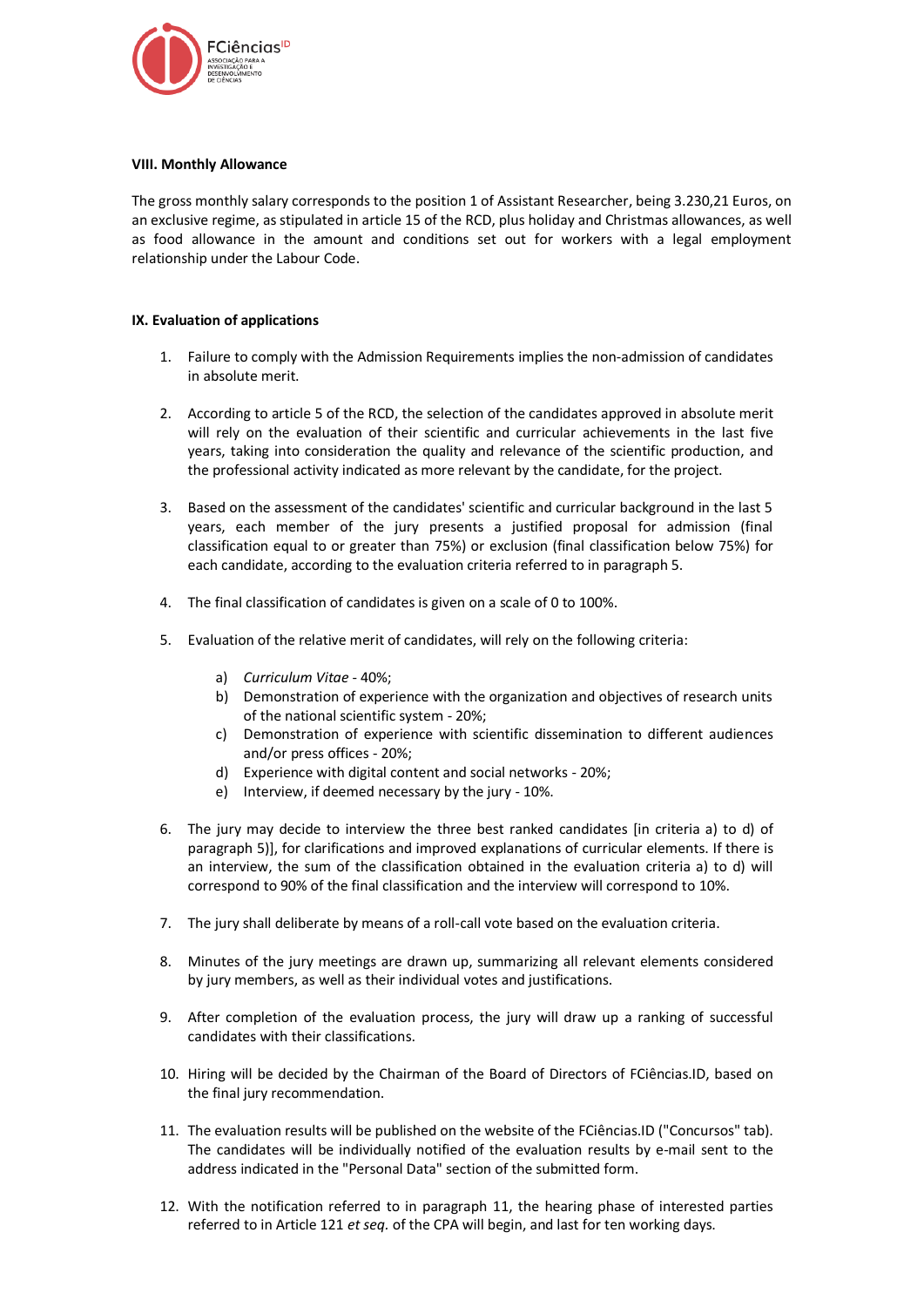**VIII. Monthly Allowance**

The gross monthly salary corresponds to the position 1 of Assistant Researcher, being 3.230,21 Euros, on an exclusive regime, as stipulated in article 15 of the RCD, plus holiday and Christmas allowances, as well as food allowance in the amount and conditions set out for workers with a legal employment relationship under the Labour Code.

**IX. Evaluation of applications**

1. Failure to comply with the Admission Requirements implies the non-admission of candidates in absolute merit.

2. According to article 5 of the RCD, the selection of the candidates approved in absolute merit will rely on the evaluation of their scientific and curricular achievements in the last five years, taking into consideration the quality and relevance of the scientific production, and the professional activity indicated as more relevant by the candidate, for the project.

3. Based on the assessment of the candidates' scientific and curricular background in the last 5 years, each member of the jury presents a justified proposal for admission (final classification equal to or greater than 75%) or exclusion (final classification below 75%) for each candidate, according to the evaluation criteria referred to in paragraph 5.

4. The final classification of candidates is given on a scale of 0 to 100%.

5. Evaluation of the relative merit of candidates, will rely on the following criteria:

   a) *Curriculum Vitae* - 40%;
   b) Demonstration of experience with the organization and objectives of research units of the national scientific system - 20%;
   c) Demonstration of experience with scientific dissemination to different audiences and/or press offices - 20%;
   d) Experience with digital content and social networks - 20%;
   e) Interview, if deemed necessary by the jury - 10%.

6. The jury may decide to interview the three best ranked candidates [in criteria a) to d) of paragraph 5)], for clarifications and improved explanations of curricular elements. If there is an interview, the sum of the classification obtained in the evaluation criteria a) to d) will correspond to 90% of the final classification and the interview will correspond to 10%.

7. The jury shall deliberate by means of a roll-call vote based on the evaluation criteria.

8. Minutes of the jury meetings are drawn up, summarizing all relevant elements considered by jury members, as well as their individual votes and justifications.

9. After completion of the evaluation process, the jury will draw up a ranking of successful candidates with their classifications.

10. Hiring will be decided by the Chairman of the Board of Directors of FCiências.ID, based on the final jury recommendation.

11. The evaluation results will be published on the website of the FCiências.ID ("Concursos" tab). The candidates will be individually notified of the evaluation results by e-mail sent to the address indicated in the "Personal Data" section of the submitted form.

12. With the notification referred to in paragraph 11, the hearing phase of interested parties referred to in Article 121 *et seq.* of the CPA will begin, and last for ten working days.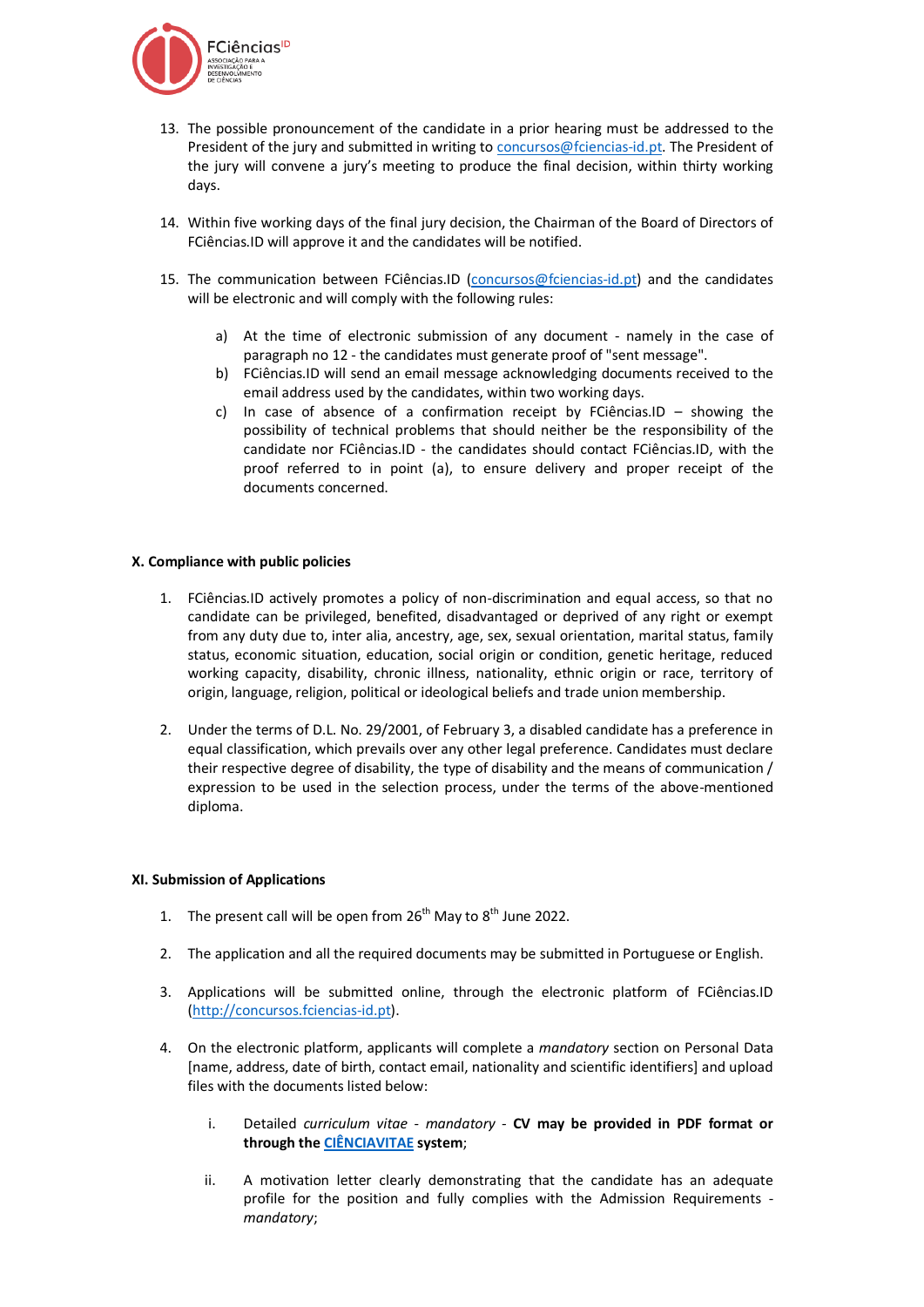13. The possible pronouncement of the candidate in a prior hearing must be addressed to the President of the jury and submitted in writing to concursos@fciencias-id.pt. The President of the jury will convene a jury's meeting to produce the final decision, within thirty working days.

14. Within five working days of the final jury decision, the Chairman of the Board of Directors of FCiências.ID will approve it and the candidates will be notified.

15. The communication between FCiências.ID (concursos@fciencias-id.pt) and the candidates will be electronic and will comply with the following rules:

    a) At the time of electronic submission of any document - namely in the case of paragraph no 12 - the candidates must generate proof of "sent message".
    b) FCiências.ID will send an email message acknowledging documents received to the email address used by the candidates, within two working days.
    c) In case of absence of a confirmation receipt by FCiências.ID – showing the possibility of technical problems that should neither be the responsibility of the candidate nor FCiências.ID - the candidates should contact FCiências.ID, with the proof referred to in point (a), to ensure delivery and proper receipt of the documents concerned.

**X. Compliance with public policies**

1. FCiências.ID actively promotes a policy of non-discrimination and equal access, so that no candidate can be privileged, benefited, disadvantaged or deprived of any right or exempt from any duty due to, inter alia, ancestry, age, sex, sexual orientation, marital status, family status, economic situation, education, social origin or condition, genetic heritage, reduced working capacity, disability, chronic illness, nationality, ethnic origin or race, territory of origin, language, religion, political or ideological beliefs and trade union membership.

2. Under the terms of D.L. No. 29/2001, of February 3, a disabled candidate has a preference in equal classification, which prevails over any other legal preference. Candidates must declare their respective degree of disability, the type of disability and the means of communication / expression to be used in the selection process, under the terms of the above-mentioned diploma.

**XI. Submission of Applications**

1. The present call will be open from 26th May to 8th June 2022.

2. The application and all the required documents may be submitted in Portuguese or English.

3. Applications will be submitted online, through the electronic platform of FCiências.ID (http://concursos.fciencias-id.pt).

4. On the electronic platform, applicants will complete a *mandatory* section on Personal Data [name, address, date of birth, contact email, nationality and scientific identifiers] and upload files with the documents listed below:

    i. Detailed *curriculum vitae - mandatory* - **CV may be provided in PDF format or through the CIÊNCIAVITAE system**;

    ii. A motivation letter clearly demonstrating that the candidate has an adequate profile for the position and fully complies with the Admission Requirements - *mandatory*;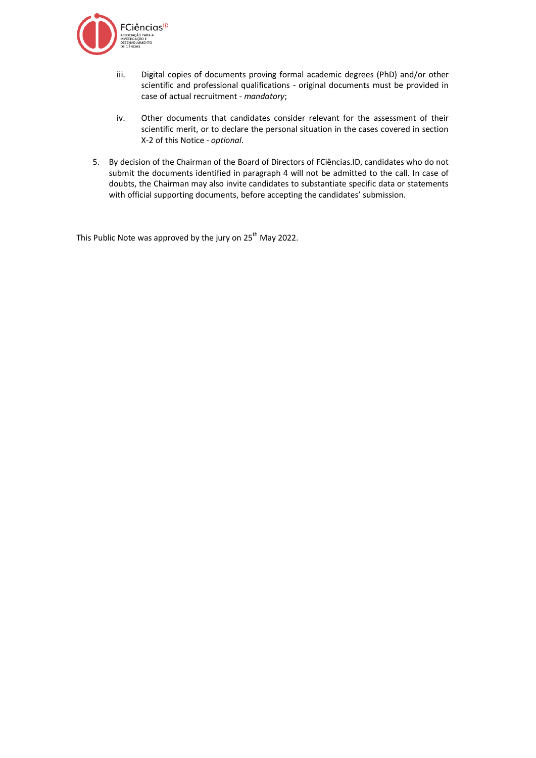iii. Digital copies of documents proving formal academic degrees (PhD) and/or other scientific and professional qualifications - original documents must be provided in case of actual recruitment - *mandatory*;

iv. Other documents that candidates consider relevant for the assessment of their scientific merit, or to declare the personal situation in the cases covered in section X-2 of this Notice - *optional*.

5. By decision of the Chairman of the Board of Directors of FCiências.ID, candidates who do not submit the documents identified in paragraph 4 will not be admitted to the call. In case of doubts, the Chairman may also invite candidates to substantiate specific data or statements with official supporting documents, before accepting the candidates' submission.

This Public Note was approved by the jury on 25th May 2022.